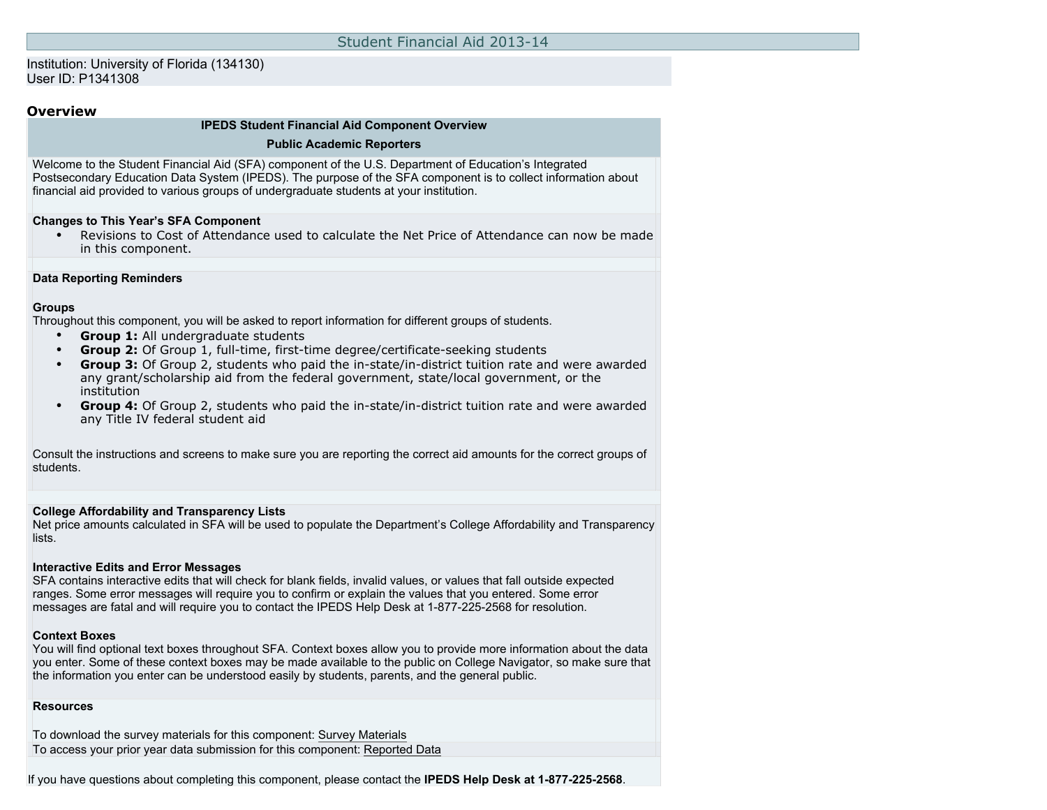# Student Financial Aid 2013-14

Institution: University of Florida (134130)
User ID: P1341308

## Overview

**IPEDS Student Financial Aid Component Overview**

**Public Academic Reporters**

Welcome to the Student Financial Aid (SFA) component of the U.S. Department of Education's Integrated Postsecondary Education Data System (IPEDS). The purpose of the SFA component is to collect information about financial aid provided to various groups of undergraduate students at your institution.

**Changes to This Year's SFA Component**

- Revisions to Cost of Attendance used to calculate the Net Price of Attendance can now be made in this component.

**Data Reporting Reminders**

**Groups**
Throughout this component, you will be asked to report information for different groups of students.

- **Group 1:** All undergraduate students
- **Group 2:** Of Group 1, full-time, first-time degree/certificate-seeking students
- **Group 3:** Of Group 2, students who paid the in-state/in-district tuition rate and were awarded any grant/scholarship aid from the federal government, state/local government, or the institution
- **Group 4:** Of Group 2, students who paid the in-state/in-district tuition rate and were awarded any Title IV federal student aid

Consult the instructions and screens to make sure you are reporting the correct aid amounts for the correct groups of students.

**College Affordability and Transparency Lists**
Net price amounts calculated in SFA will be used to populate the Department's College Affordability and Transparency lists.

**Interactive Edits and Error Messages**
SFA contains interactive edits that will check for blank fields, invalid values, or values that fall outside expected ranges. Some error messages will require you to confirm or explain the values that you entered. Some error messages are fatal and will require you to contact the IPEDS Help Desk at 1-877-225-2568 for resolution.

**Context Boxes**
You will find optional text boxes throughout SFA. Context boxes allow you to provide more information about the data you enter. Some of these context boxes may be made available to the public on College Navigator, so make sure that the information you enter can be understood easily by students, parents, and the general public.

**Resources**

To download the survey materials for this component: Survey Materials
To access your prior year data submission for this component: Reported Data

If you have questions about completing this component, please contact the **IPEDS Help Desk at 1-877-225-2568**.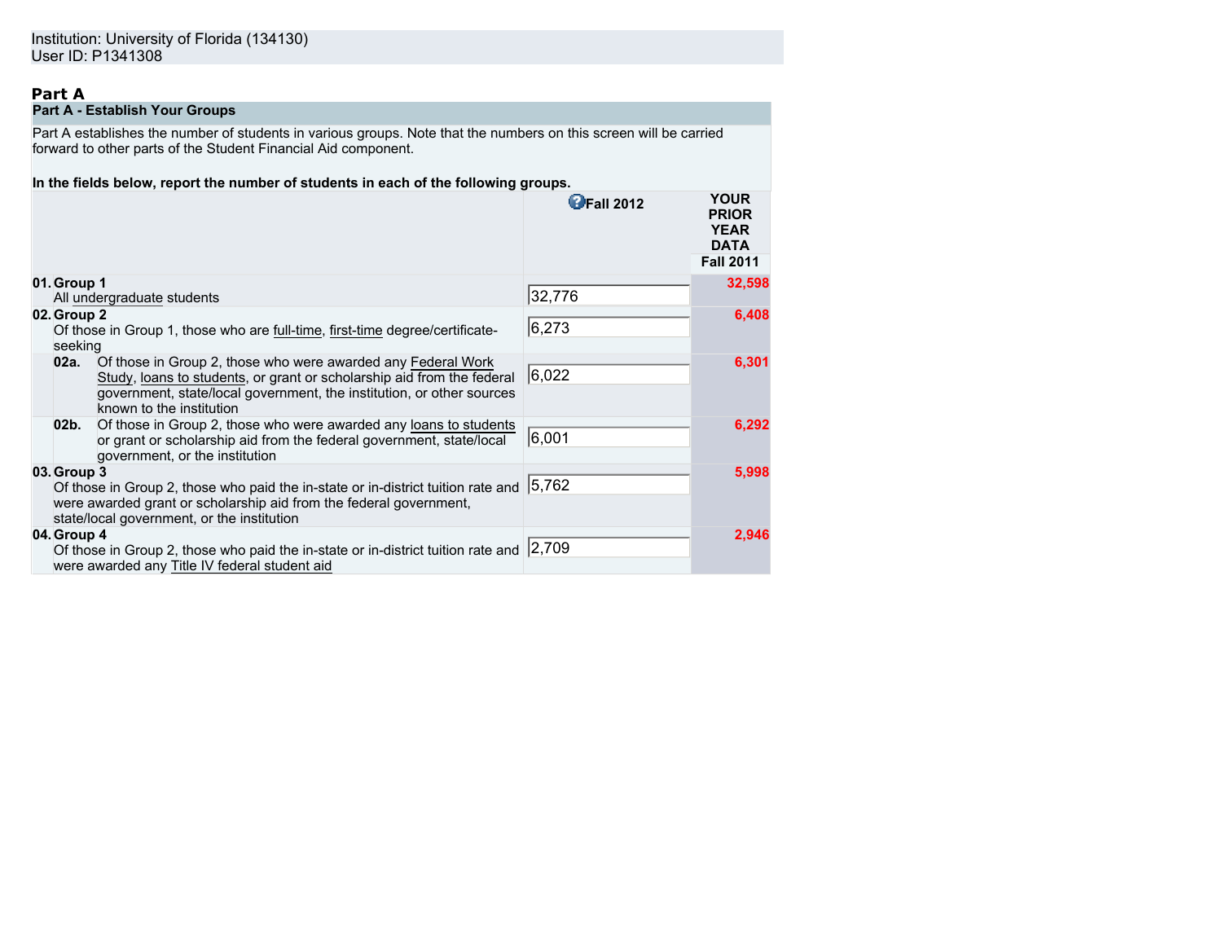Institution: University of Florida (134130)
User ID: P1341308

## Part A

### Part A - Establish Your Groups

Part A establishes the number of students in various groups. Note that the numbers on this screen will be carried forward to other parts of the Student Financial Aid component.

**In the fields below, report the number of students in each of the following groups.**

| | | Fall 2012 | YOUR PRIOR YEAR DATA Fall 2011 |
|---|---|---|---|
| **01. Group 1** | All undergraduate students | 32,776 | 32,598 |
| **02. Group 2** | Of those in Group 1, those who are full-time, first-time degree/certificate-seeking | 6,273 | 6,408 |
| **02a.** | Of those in Group 2, those who were awarded any Federal Work Study, loans to students, or grant or scholarship aid from the federal government, state/local government, the institution, or other sources known to the institution | 6,022 | 6,301 |
| **02b.** | Of those in Group 2, those who were awarded any loans to students or grant or scholarship aid from the federal government, state/local government, or the institution | 6,001 | 6,292 |
| **03. Group 3** | Of those in Group 2, those who paid the in-state or in-district tuition rate and were awarded grant or scholarship aid from the federal government, state/local government, or the institution | 5,762 | 5,998 |
| **04. Group 4** | Of those in Group 2, those who paid the in-state or in-district tuition rate and were awarded any Title IV federal student aid | 2,709 | 2,946 |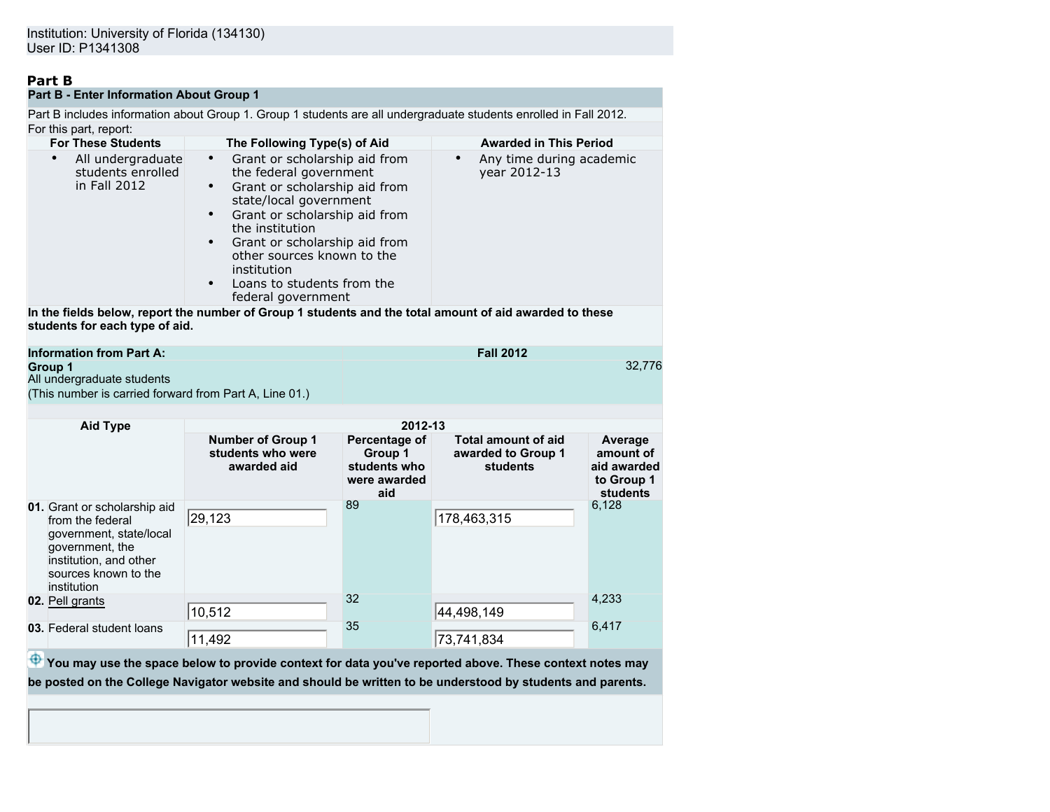Institution: University of Florida (134130)
User ID: P1341308

## Part B

### Part B - Enter Information About Group 1

Part B includes information about Group 1. Group 1 students are all undergraduate students enrolled in Fall 2012.

For this part, report:

| For These Students | The Following Type(s) of Aid | Awarded in This Period |
|---|---|---|
| • All undergraduate students enrolled in Fall 2012 | • Grant or scholarship aid from the federal government<br>• Grant or scholarship aid from state/local government<br>• Grant or scholarship aid from the institution<br>• Grant or scholarship aid from other sources known to the institution<br>• Loans to students from the federal government | • Any time during academic year 2012-13 |

**In the fields below, report the number of Group 1 students and the total amount of aid awarded to these students for each type of aid.**

| Information from Part A: | Fall 2012 |
|---|---|
| **Group 1**<br>All undergraduate students<br>(This number is carried forward from Part A, Line 01.) | 32,776 |

| Aid Type | 2012-13 | | | |
|---|---|---|---|---|
| | Number of Group 1 students who were awarded aid | Percentage of Group 1 students who were awarded aid | Total amount of aid awarded to Group 1 students | Average amount of aid awarded to Group 1 students |
| **01.** Grant or scholarship aid from the federal government, state/local government, the institution, and other sources known to the institution | 29,123 | 89 | 178,463,315 | 6,128 |
| **02.** Pell grants | 10,512 | 32 | 44,498,149 | 4,233 |
| **03.** Federal student loans | 11,492 | 35 | 73,741,834 | 6,417 |

**You may use the space below to provide context for data you've reported above. These context notes may be posted on the College Navigator website and should be written to be understood by students and parents.**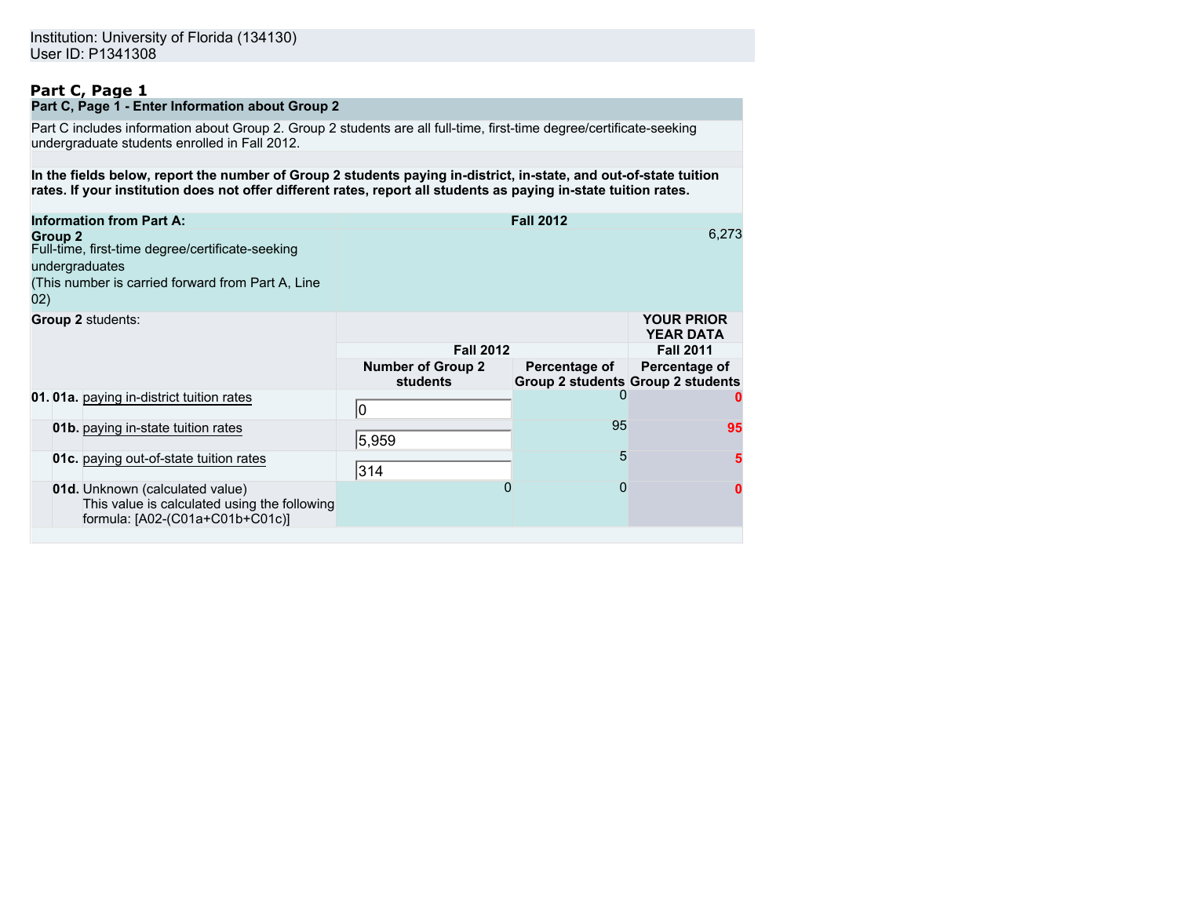Institution: University of Florida (134130)
User ID: P1341308

## Part C, Page 1

### Part C, Page 1 - Enter Information about Group 2

Part C includes information about Group 2. Group 2 students are all full-time, first-time degree/certificate-seeking undergraduate students enrolled in Fall 2012.

**In the fields below, report the number of Group 2 students paying in-district, in-state, and out-of-state tuition rates. If your institution does not offer different rates, report all students as paying in-state tuition rates.**

| **Information from Part A:** | **Fall 2012** |
|---|---|
| **Group 2** Full-time, first-time degree/certificate-seeking undergraduates (This number is carried forward from Part A, Line 02) | 6,273 |

| **Group 2** students: | **Fall 2012** | | **YOUR PRIOR YEAR DATA Fall 2011** |
|---|---|---|---|
| | **Number of Group 2 students** | **Percentage of Group 2 students** | **Percentage of Group 2 students** |
| **01. 01a.** paying in-district tuition rates | 0 | 0 | 0 |
| **01b.** paying in-state tuition rates | 5,959 | 95 | 95 |
| **01c.** paying out-of-state tuition rates | 314 | 5 | 5 |
| **01d.** Unknown (calculated value) This value is calculated using the following formula: [A02-(C01a+C01b+C01c)] | 0 | 0 | 0 |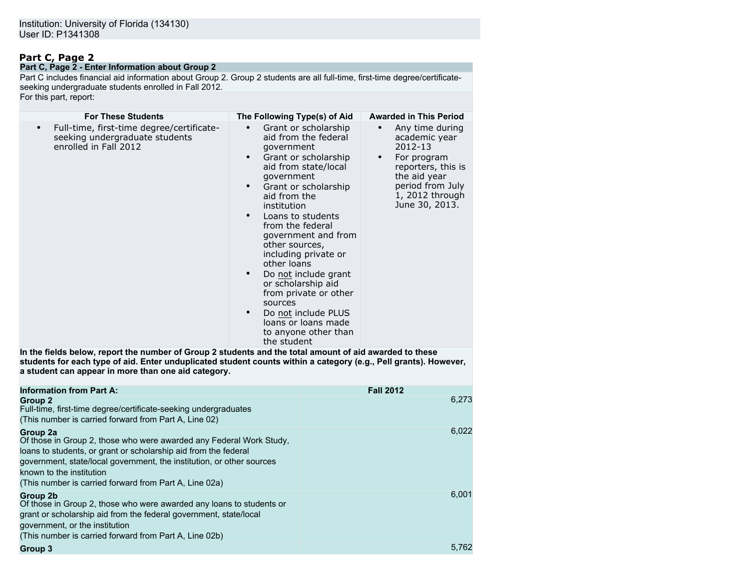Institution: University of Florida (134130)
User ID: P1341308

## Part C, Page 2

**Part C, Page 2 - Enter Information about Group 2**

Part C includes financial aid information about Group 2. Group 2 students are all full-time, first-time degree/certificate-seeking undergraduate students enrolled in Fall 2012.

For this part, report:

| For These Students | The Following Type(s) of Aid | Awarded in This Period |
|---|---|---|
| • Full-time, first-time degree/certificate-seeking undergraduate students enrolled in Fall 2012 | • Grant or scholarship aid from the federal government<br>• Grant or scholarship aid from state/local government<br>• Grant or scholarship aid from the institution<br>• Loans to students from the federal government and from other sources, including private or other loans<br>• Do not include grant or scholarship aid from private or other sources<br>• Do not include PLUS loans or loans made to anyone other than the student | • Any time during academic year 2012-13<br>• For program reporters, this is the aid year period from July 1, 2012 through June 30, 2013. |

**In the fields below, report the number of Group 2 students and the total amount of aid awarded to these students for each type of aid. Enter unduplicated student counts within a category (e.g., Pell grants). However, a student can appear in more than one aid category.**

| Information from Part A: | Fall 2012 |
|---|---|
| **Group 2**<br>Full-time, first-time degree/certificate-seeking undergraduates<br>(This number is carried forward from Part A, Line 02) | 6,273 |
| **Group 2a**<br>Of those in Group 2, those who were awarded any Federal Work Study, loans to students, or grant or scholarship aid from the federal government, state/local government, the institution, or other sources known to the institution<br>(This number is carried forward from Part A, Line 02a) | 6,022 |
| **Group 2b**<br>Of those in Group 2, those who were awarded any loans to students or grant or scholarship aid from the federal government, state/local government, or the institution<br>(This number is carried forward from Part A, Line 02b) | 6,001 |
| **Group 3** | 5,762 |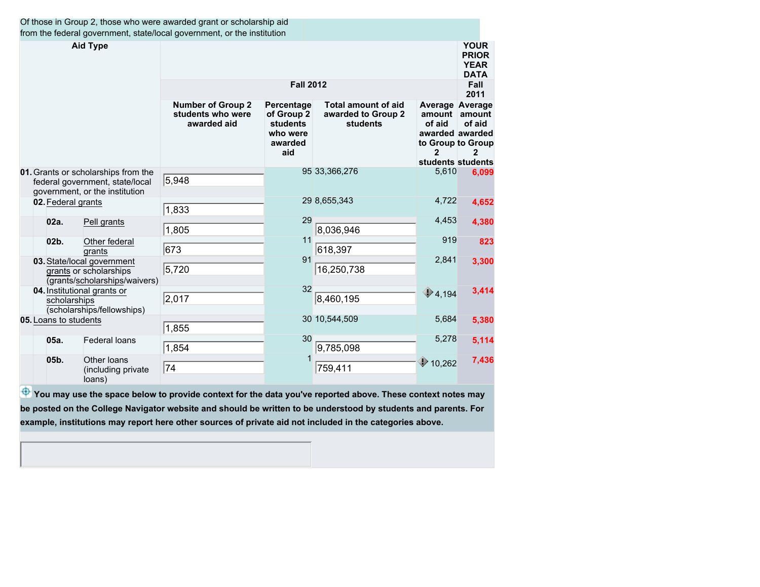Of those in Group 2, those who were awarded grant or scholarship aid from the federal government, state/local government, or the institution

| Aid Type | Fall 2012 | | | | YOUR PRIOR YEAR DATA Fall 2011 |
|---|---|---|---|---|---|
| | Number of Group 2 students who were awarded aid | Percentage of Group 2 students who were awarded aid | Total amount of aid awarded to Group 2 students | Average amount of aid awarded to Group 2 students | Average amount of aid awarded to Group 2 students |
| 01. Grants or scholarships from the federal government, state/local government, or the institution | 5,948 | 95 | 33,366,276 | 5,610 | 6,099 |
| 02. Federal grants | 1,833 | 29 | 8,655,343 | 4,722 | 4,652 |
| 02a. Pell grants | 1,805 | 29 | 8,036,946 | 4,453 | 4,380 |
| 02b. Other federal grants | 673 | 11 | 618,397 | 919 | 823 |
| 03. State/local government grants or scholarships (grants/scholarships/waivers) | 5,720 | 91 | 16,250,738 | 2,841 | 3,300 |
| 04. Institutional grants or scholarships (scholarships/fellowships) | 2,017 | 32 | 8,460,195 | 4,194 | 3,414 |
| 05. Loans to students | 1,855 | 30 | 10,544,509 | 5,684 | 5,380 |
| 05a. Federal loans | 1,854 | 30 | 9,785,098 | 5,278 | 5,114 |
| 05b. Other loans (including private loans) | 74 | 1 | 759,411 | 10,262 | 7,436 |

**You may use the space below to provide context for the data you've reported above. These context notes may be posted on the College Navigator website and should be written to be understood by students and parents. For example, institutions may report here other sources of private aid not included in the categories above.**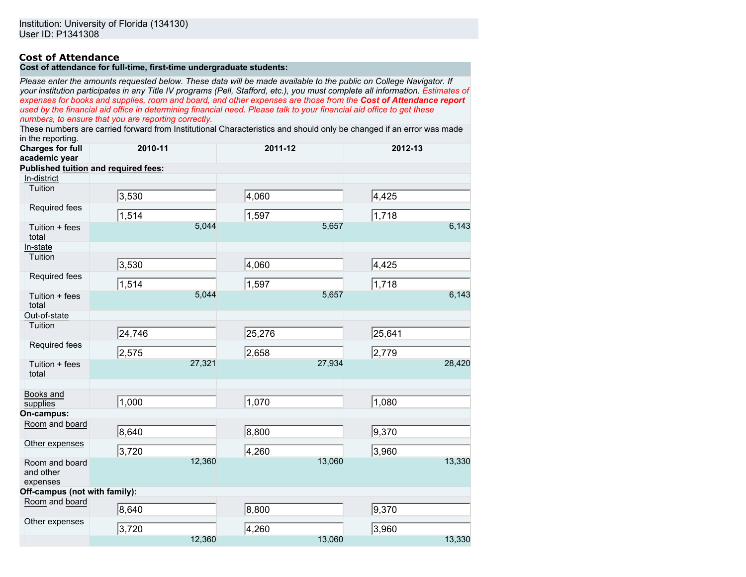Institution: University of Florida (134130)
User ID: P1341308

## Cost of Attendance

**Cost of attendance for full-time, first-time undergraduate students:**

*Please enter the amounts requested below. These data will be made available to the public on College Navigator. If your institution participates in any Title IV programs (Pell, Stafford, etc.), you must complete all information. Estimates of expenses for books and supplies, room and board, and other expenses are those from the **Cost of Attendance report** used by the financial aid office in determining financial need. Please talk to your financial aid office to get these numbers, to ensure that you are reporting correctly.*

These numbers are carried forward from Institutional Characteristics and should only be changed if an error was made in the reporting.

| Charges for full academic year | 2010-11 | 2011-12 | 2012-13 |
|---|---|---|---|
| **Published tuition and required fees:** | | | |
| In-district | | | |
| Tuition | 3,530 | 4,060 | 4,425 |
| Required fees | 1,514 | 1,597 | 1,718 |
| Tuition + fees total | 5,044 | 5,657 | 6,143 |
| In-state | | | |
| Tuition | 3,530 | 4,060 | 4,425 |
| Required fees | 1,514 | 1,597 | 1,718 |
| Tuition + fees total | 5,044 | 5,657 | 6,143 |
| Out-of-state | | | |
| Tuition | 24,746 | 25,276 | 25,641 |
| Required fees | 2,575 | 2,658 | 2,779 |
| Tuition + fees total | 27,321 | 27,934 | 28,420 |
| | | | |
| Books and supplies | 1,000 | 1,070 | 1,080 |
| **On-campus:** | | | |
| Room and board | 8,640 | 8,800 | 9,370 |
| Other expenses | 3,720 | 4,260 | 3,960 |
| Room and board and other expenses | 12,360 | 13,060 | 13,330 |
| **Off-campus (not with family):** | | | |
| Room and board | 8,640 | 8,800 | 9,370 |
| Other expenses | 3,720 | 4,260 | 3,960 |
| | 12,360 | 13,060 | 13,330 |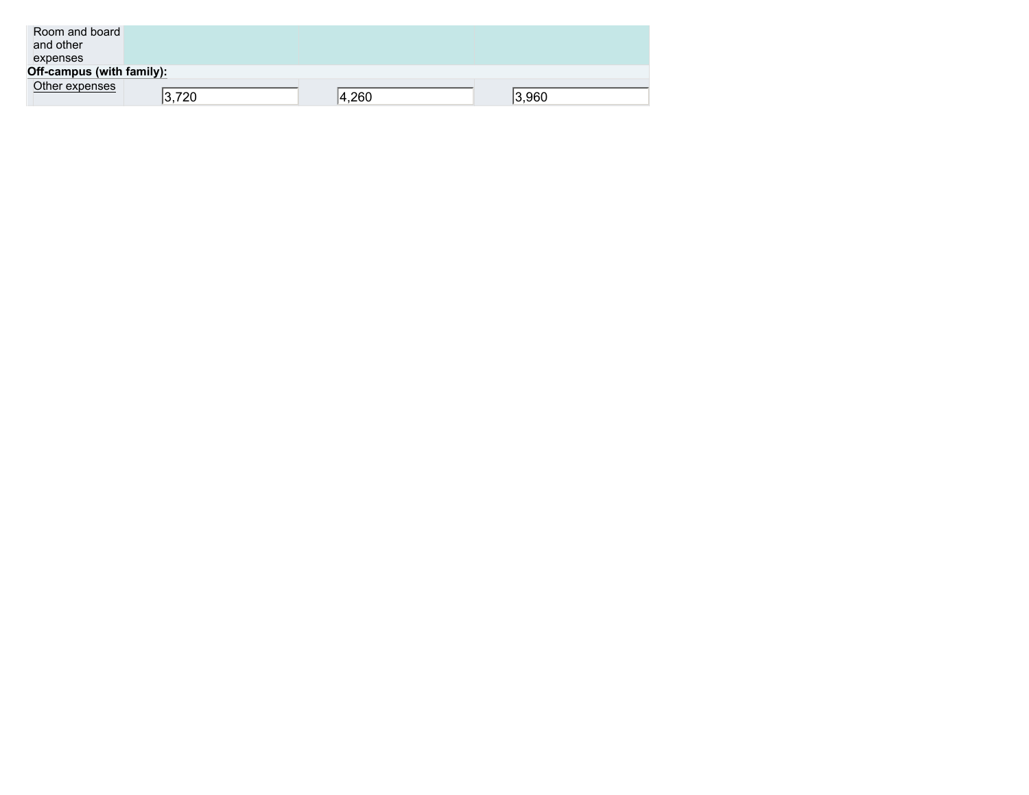| | | | |
|---|---|---|---|
| Room and board and other expenses | | | |
| **Off-campus (with family):** | | | |
| Other expenses | 3,720 | 4,260 | 3,960 |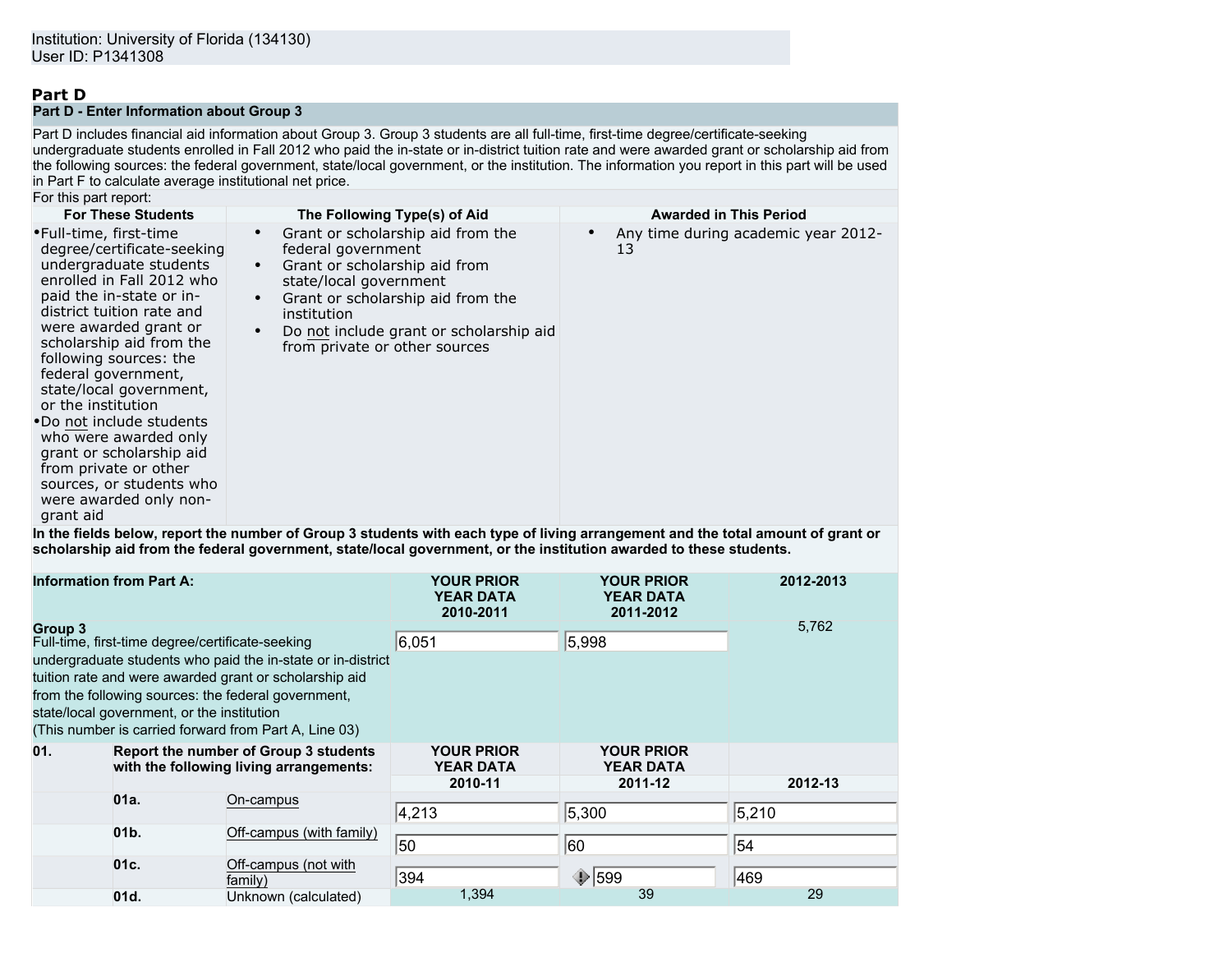Institution: University of Florida (134130)
User ID: P1341308

## Part D

### Part D - Enter Information about Group 3

Part D includes financial aid information about Group 3. Group 3 students are all full-time, first-time degree/certificate-seeking undergraduate students enrolled in Fall 2012 who paid the in-state or in-district tuition rate and were awarded grant or scholarship aid from the following sources: the federal government, state/local government, or the institution. The information you report in this part will be used in Part F to calculate average institutional net price.

For this part report:

| For These Students | The Following Type(s) of Aid | Awarded in This Period |
|---|---|---|
| • Full-time, first-time degree/certificate-seeking undergraduate students enrolled in Fall 2012 who paid the in-state or in-district tuition rate and were awarded grant or scholarship aid from the following sources: the federal government, state/local government, or the institution<br>• Do not include students who were awarded only grant or scholarship aid from private or other sources, or students who were awarded only non-grant aid | • Grant or scholarship aid from the federal government<br>• Grant or scholarship aid from state/local government<br>• Grant or scholarship aid from the institution<br>• Do not include grant or scholarship aid from private or other sources | • Any time during academic year 2012-13 |

**In the fields below, report the number of Group 3 students with each type of living arrangement and the total amount of grant or scholarship aid from the federal government, state/local government, or the institution awarded to these students.**

| Information from Part A: | YOUR PRIOR YEAR DATA 2010-2011 | YOUR PRIOR YEAR DATA 2011-2012 | 2012-2013 |
|---|---|---|---|
| **Group 3**<br>Full-time, first-time degree/certificate-seeking undergraduate students who paid the in-state or in-district tuition rate and were awarded grant or scholarship aid from the following sources: the federal government, state/local government, or the institution<br>(This number is carried forward from Part A, Line 03) | 6,051 | 5,998 | 5,762 |

| | | | YOUR PRIOR YEAR DATA | YOUR PRIOR YEAR DATA | |
|---|---|---|---|---|---|
| **01.** | **Report the number of Group 3 students with the following living arrangements:** | | **2010-11** | **2011-12** | **2012-13** |
| | **01a.** | On-campus | 4,213 | 5,300 | 5,210 |
| | **01b.** | Off-campus (with family) | 50 | 60 | 54 |
| | **01c.** | Off-campus (not with family) | 394 | 599 | 469 |
| | **01d.** | Unknown (calculated) | 1,394 | 39 | 29 |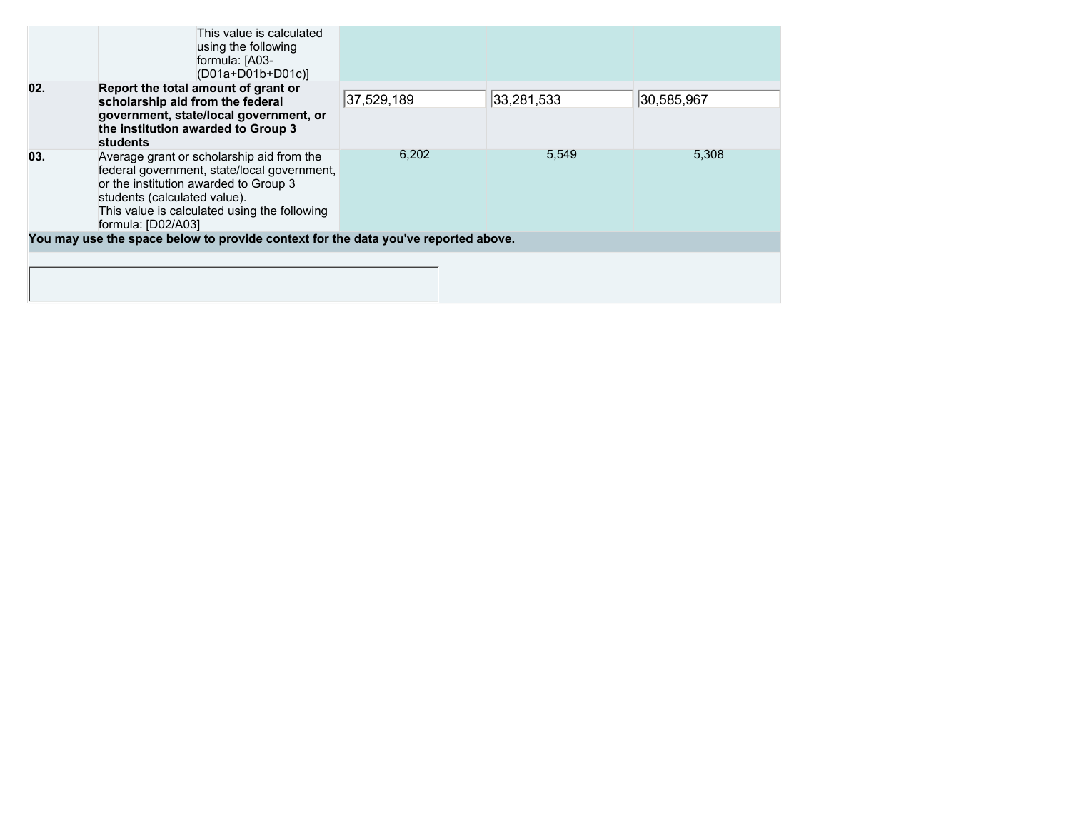| | | | | |
|---|---|---|---|---|
| | This value is calculated using the following formula: [A03-(D01a+D01b+D01c)] | | | |
| 02. | **Report the total amount of grant or scholarship aid from the federal government, state/local government, or the institution awarded to Group 3 students** | 37,529,189 | 33,281,533 | 30,585,967 |
| 03. | Average grant or scholarship aid from the federal government, state/local government, or the institution awarded to Group 3 students (calculated value). This value is calculated using the following formula: [D02/A03] | 6,202 | 5,549 | 5,308 |

**You may use the space below to provide context for the data you've reported above.**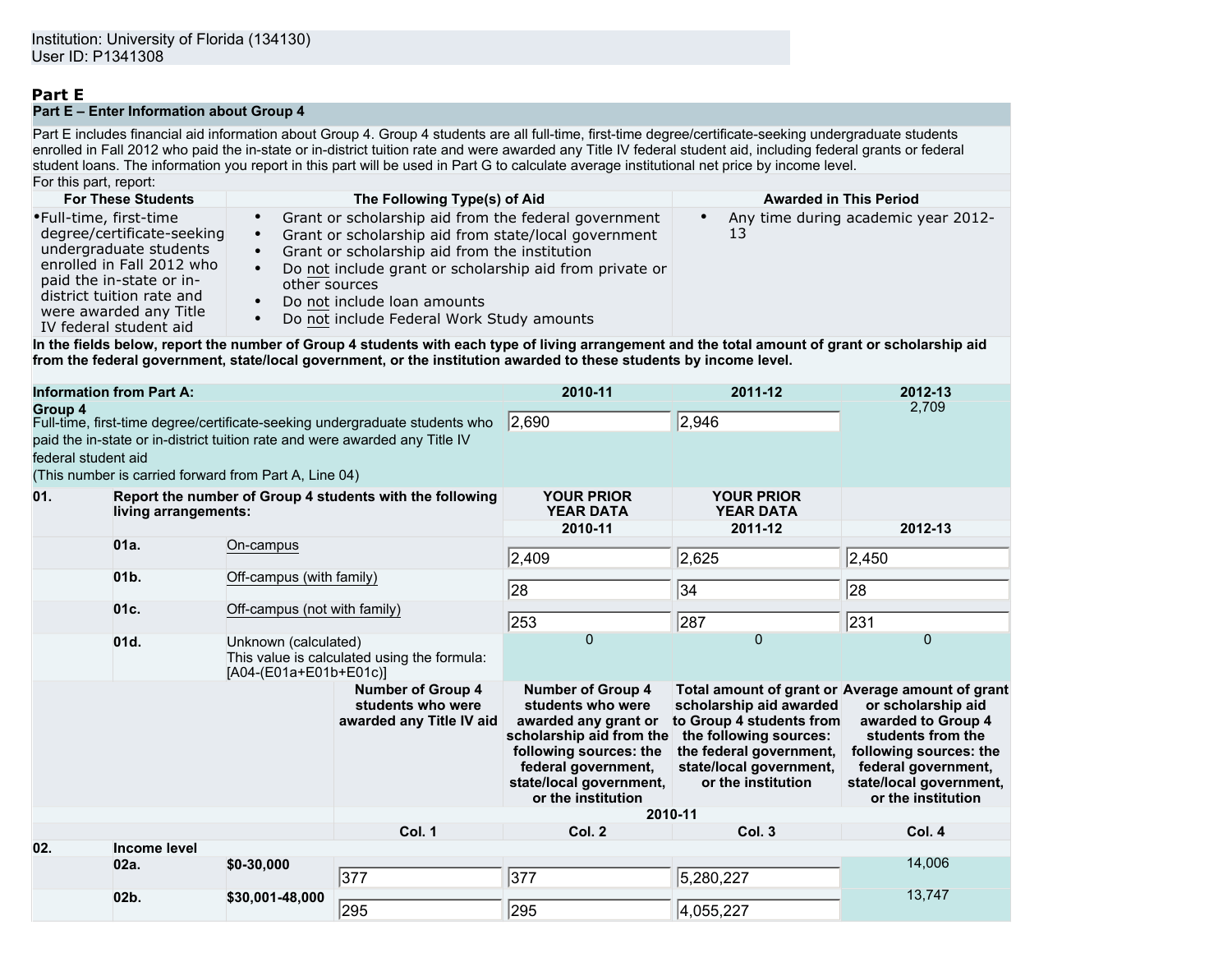Institution: University of Florida (134130)
User ID: P1341308

# Part E

## Part E – Enter Information about Group 4

Part E includes financial aid information about Group 4. Group 4 students are all full-time, first-time degree/certificate-seeking undergraduate students enrolled in Fall 2012 who paid the in-state or in-district tuition rate and were awarded any Title IV federal student aid, including federal grants or federal student loans. The information you report in this part will be used in Part G to calculate average institutional net price by income level.

For this part, report:

| For These Students | The Following Type(s) of Aid | Awarded in This Period |
|---|---|---|
| • Full-time, first-time degree/certificate-seeking undergraduate students enrolled in Fall 2012 who paid the in-state or in-district tuition rate and were awarded any Title IV federal student aid | • Grant or scholarship aid from the federal government<br>• Grant or scholarship aid from state/local government<br>• Grant or scholarship aid from the institution<br>• Do not include grant or scholarship aid from private or other sources<br>• Do not include loan amounts<br>• Do not include Federal Work Study amounts | • Any time during academic year 2012-13 |

**In the fields below, report the number of Group 4 students with each type of living arrangement and the total amount of grant or scholarship aid from the federal government, state/local government, or the institution awarded to these students by income level.**

| Information from Part A: | | | 2010-11 | 2011-12 | 2012-13 |
|---|---|---|---|---|---|
| **Group 4** Full-time, first-time degree/certificate-seeking undergraduate students who paid the in-state or in-district tuition rate and were awarded any Title IV federal student aid (This number is carried forward from Part A, Line 04) | | | 2,690 | 2,946 | 2,709 |
| **01.** | **Report the number of Group 4 students with the following living arrangements:** | | **YOUR PRIOR YEAR DATA 2010-11** | **YOUR PRIOR YEAR DATA 2011-12** | **2012-13** |
| | 01a. | On-campus | 2,409 | 2,625 | 2,450 |
| | 01b. | Off-campus (with family) | 28 | 34 | 28 |
| | 01c. | Off-campus (not with family) | 253 | 287 | 231 |
| | 01d. | Unknown (calculated) This value is calculated using the formula: [A04-(E01a+E01b+E01c)] | 0 | 0 | 0 |

**2010-11**

| | | | Col. 1<br>Number of Group 4 students who were awarded any Title IV aid | Col. 2<br>Number of Group 4 students who were awarded any grant or scholarship aid from the following sources: the federal government, state/local government, or the institution | Col. 3<br>Total amount of grant or scholarship aid awarded to Group 4 students from the following sources: the federal government, state/local government, or the institution | Col. 4<br>Average amount of grant or scholarship aid awarded to Group 4 students from the following sources: the federal government, state/local government, or the institution |
|---|---|---|---|---|---|---|
| **02.** | **Income level** | | | | | |
| | **02a.** | **$0-30,000** | 377 | 377 | 5,280,227 | 14,006 |
| | **02b.** | **$30,001-48,000** | 295 | 295 | 4,055,227 | 13,747 |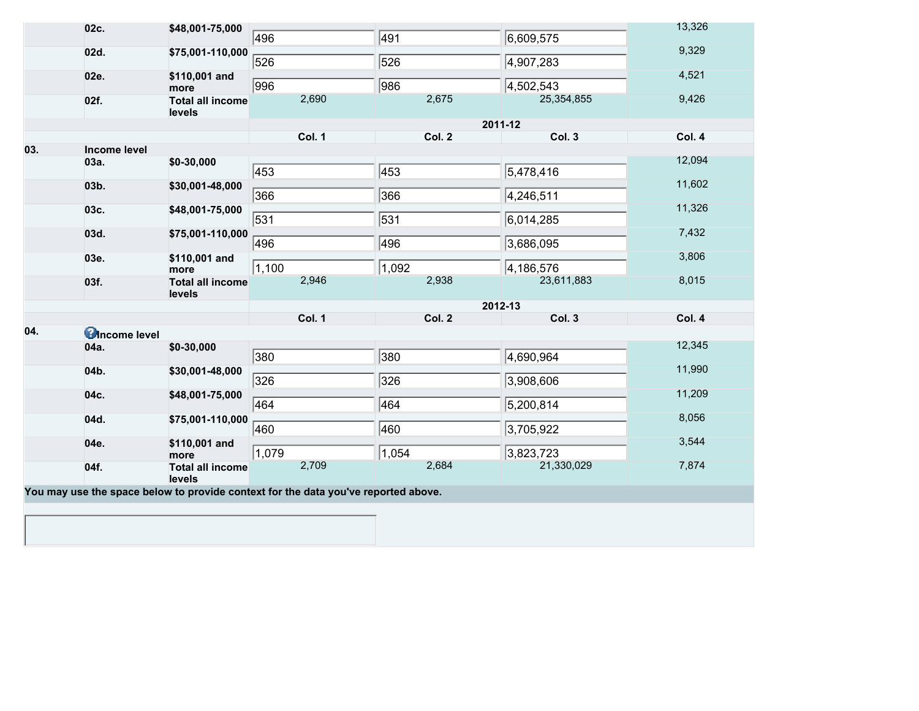| | | Col. 1 | Col. 2 | Col. 3 | Col. 4 |
|---|---|---|---|---|---|
| 02c. | $48,001-75,000 | 496 | 491 | 6,609,575 | 13,326 |
| 02d. | $75,001-110,000 | 526 | 526 | 4,907,283 | 9,329 |
| 02e. | $110,001 and more | 996 | 986 | 4,502,543 | 4,521 |
| 02f. | Total all income levels | 2,690 | 2,675 | 25,354,855 | 9,426 |

| | | | 2011-12 | | |
|---|---|---|---|---|---|
| | | Col. 1 | Col. 2 | Col. 3 | Col. 4 |
| 03. | Income level | | | | |
| 03a. | $0-30,000 | 453 | 453 | 5,478,416 | 12,094 |
| 03b. | $30,001-48,000 | 366 | 366 | 4,246,511 | 11,602 |
| 03c. | $48,001-75,000 | 531 | 531 | 6,014,285 | 11,326 |
| 03d. | $75,001-110,000 | 496 | 496 | 3,686,095 | 7,432 |
| 03e. | $110,001 and more | 1,100 | 1,092 | 4,186,576 | 3,806 |
| 03f. | Total all income levels | 2,946 | 2,938 | 23,611,883 | 8,015 |

| | | | 2012-13 | | |
|---|---|---|---|---|---|
| | | Col. 1 | Col. 2 | Col. 3 | Col. 4 |
| 04. | Income level | | | | |
| 04a. | $0-30,000 | 380 | 380 | 4,690,964 | 12,345 |
| 04b. | $30,001-48,000 | 326 | 326 | 3,908,606 | 11,990 |
| 04c. | $48,001-75,000 | 464 | 464 | 5,200,814 | 11,209 |
| 04d. | $75,001-110,000 | 460 | 460 | 3,705,922 | 8,056 |
| 04e. | $110,001 and more | 1,079 | 1,054 | 3,823,723 | 3,544 |
| 04f. | Total all income levels | 2,709 | 2,684 | 21,330,029 | 7,874 |

**You may use the space below to provide context for the data you've reported above.**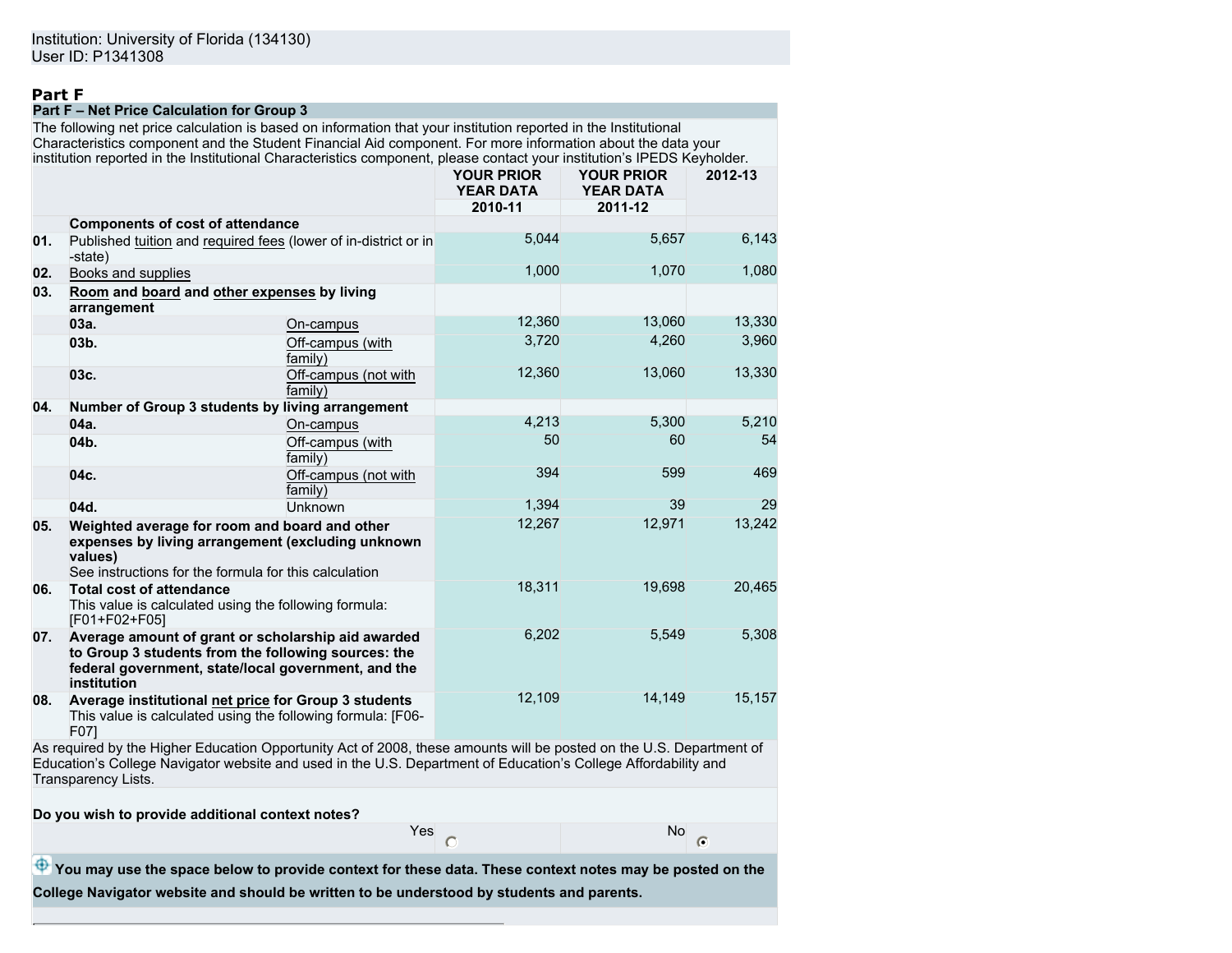Institution: University of Florida (134130)
User ID: P1341308

## Part F

### Part F – Net Price Calculation for Group 3

The following net price calculation is based on information that your institution reported in the Institutional Characteristics component and the Student Financial Aid component. For more information about the data your institution reported in the Institutional Characteristics component, please contact your institution's IPEDS Keyholder.

| | | | YOUR PRIOR YEAR DATA 2010-11 | YOUR PRIOR YEAR DATA 2011-12 | 2012-13 |
|---|---|---|---|---|---|
| | **Components of cost of attendance** | | | | |
| 01. | Published tuition and required fees (lower of in-district or in-state) | | 5,044 | 5,657 | 6,143 |
| 02. | Books and supplies | | 1,000 | 1,070 | 1,080 |
| 03. | **Room and board and other expenses by living arrangement** | | | | |
| | 03a. | On-campus | 12,360 | 13,060 | 13,330 |
| | 03b. | Off-campus (with family) | 3,720 | 4,260 | 3,960 |
| | 03c. | Off-campus (not with family) | 12,360 | 13,060 | 13,330 |
| 04. | **Number of Group 3 students by living arrangement** | | | | |
| | 04a. | On-campus | 4,213 | 5,300 | 5,210 |
| | 04b. | Off-campus (with family) | 50 | 60 | 54 |
| | 04c. | Off-campus (not with family) | 394 | 599 | 469 |
| | 04d. | Unknown | 1,394 | 39 | 29 |
| 05. | **Weighted average for room and board and other expenses by living arrangement (excluding unknown values)** See instructions for the formula for this calculation | | 12,267 | 12,971 | 13,242 |
| 06. | **Total cost of attendance** This value is calculated using the following formula: [F01+F02+F05] | | 18,311 | 19,698 | 20,465 |
| 07. | **Average amount of grant or scholarship aid awarded to Group 3 students from the following sources: the federal government, state/local government, and the institution** | | 6,202 | 5,549 | 5,308 |
| 08. | **Average institutional net price for Group 3 students** This value is calculated using the following formula: [F06-F07] | | 12,109 | 14,149 | 15,157 |

As required by the Higher Education Opportunity Act of 2008, these amounts will be posted on the U.S. Department of Education's College Navigator website and used in the U.S. Department of Education's College Affordability and Transparency Lists.

**Do you wish to provide additional context notes?**

Yes ○ No ◉

**You may use the space below to provide context for these data. These context notes may be posted on the College Navigator website and should be written to be understood by students and parents.**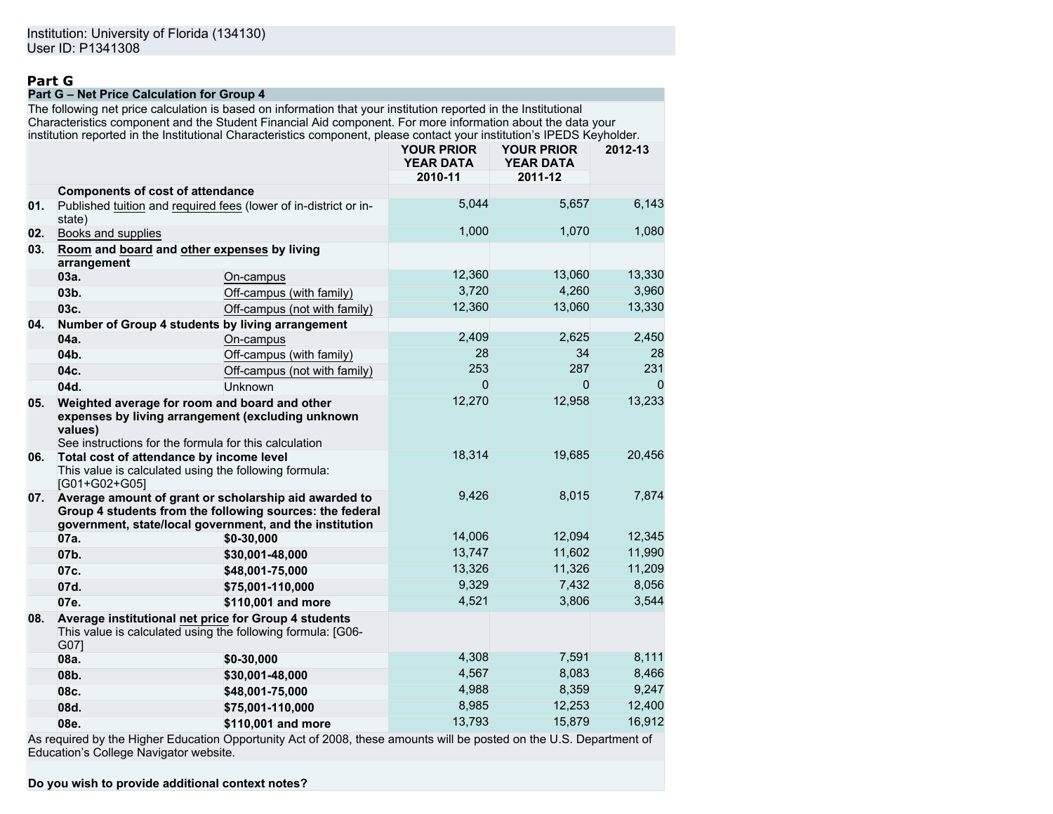Institution: University of Florida (134130)
User ID: P1341308

## Part G

### Part G – Net Price Calculation for Group 4

The following net price calculation is based on information that your institution reported in the Institutional Characteristics component and the Student Financial Aid component. For more information about the data your institution reported in the Institutional Characteristics component, please contact your institution's IPEDS Keyholder.

| | | | YOUR PRIOR YEAR DATA 2010-11 | YOUR PRIOR YEAR DATA 2011-12 | 2012-13 |
|---|---|---|---|---|---|
| | **Components of cost of attendance** | | | | |
| **01.** | Published tuition and required fees (lower of in-district or in-state) | | 5,044 | 5,657 | 6,143 |
| **02.** | Books and supplies | | 1,000 | 1,070 | 1,080 |
| **03.** | **Room and board and other expenses by living arrangement** | | | | |
| | **03a.** | On-campus | 12,360 | 13,060 | 13,330 |
| | **03b.** | Off-campus (with family) | 3,720 | 4,260 | 3,960 |
| | **03c.** | Off-campus (not with family) | 12,360 | 13,060 | 13,330 |
| **04.** | **Number of Group 4 students by living arrangement** | | | | |
| | **04a.** | On-campus | 2,409 | 2,625 | 2,450 |
| | **04b.** | Off-campus (with family) | 28 | 34 | 28 |
| | **04c.** | Off-campus (not with family) | 253 | 287 | 231 |
| | **04d.** | Unknown | 0 | 0 | 0 |
| **05.** | **Weighted average for room and board and other expenses by living arrangement (excluding unknown values)** See instructions for the formula for this calculation | | 12,270 | 12,958 | 13,233 |
| **06.** | **Total cost of attendance by income level** This value is calculated using the following formula: [G01+G02+G05] | | 18,314 | 19,685 | 20,456 |
| **07.** | **Average amount of grant or scholarship aid awarded to Group 4 students from the following sources: the federal government, state/local government, and the institution** | | 9,426 | 8,015 | 7,874 |
| | **07a.** | **$0-30,000** | 14,006 | 12,094 | 12,345 |
| | **07b.** | **$30,001-48,000** | 13,747 | 11,602 | 11,990 |
| | **07c.** | **$48,001-75,000** | 13,326 | 11,326 | 11,209 |
| | **07d.** | **$75,001-110,000** | 9,329 | 7,432 | 8,056 |
| | **07e.** | **$110,001 and more** | 4,521 | 3,806 | 3,544 |
| **08.** | **Average institutional net price for Group 4 students** This value is calculated using the following formula: [G06-G07] | | | | |
| | **08a.** | **$0-30,000** | 4,308 | 7,591 | 8,111 |
| | **08b.** | **$30,001-48,000** | 4,567 | 8,083 | 8,466 |
| | **08c.** | **$48,001-75,000** | 4,988 | 8,359 | 9,247 |
| | **08d.** | **$75,001-110,000** | 8,985 | 12,253 | 12,400 |
| | **08e.** | **$110,001 and more** | 13,793 | 15,879 | 16,912 |

As required by the Higher Education Opportunity Act of 2008, these amounts will be posted on the U.S. Department of Education's College Navigator website.

**Do you wish to provide additional context notes?**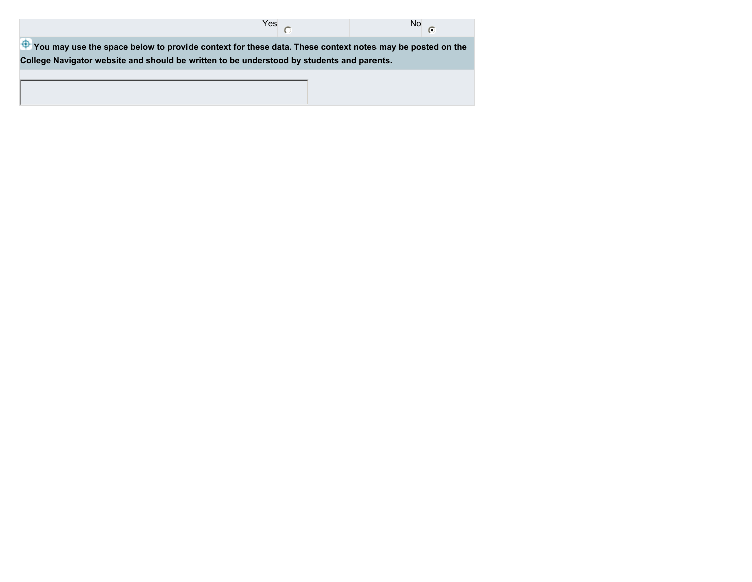| Yes | ○ | No | ◉ |
|---|---|---|---|

**You may use the space below to provide context for these data. These context notes may be posted on the College Navigator website and should be written to be understood by students and parents.**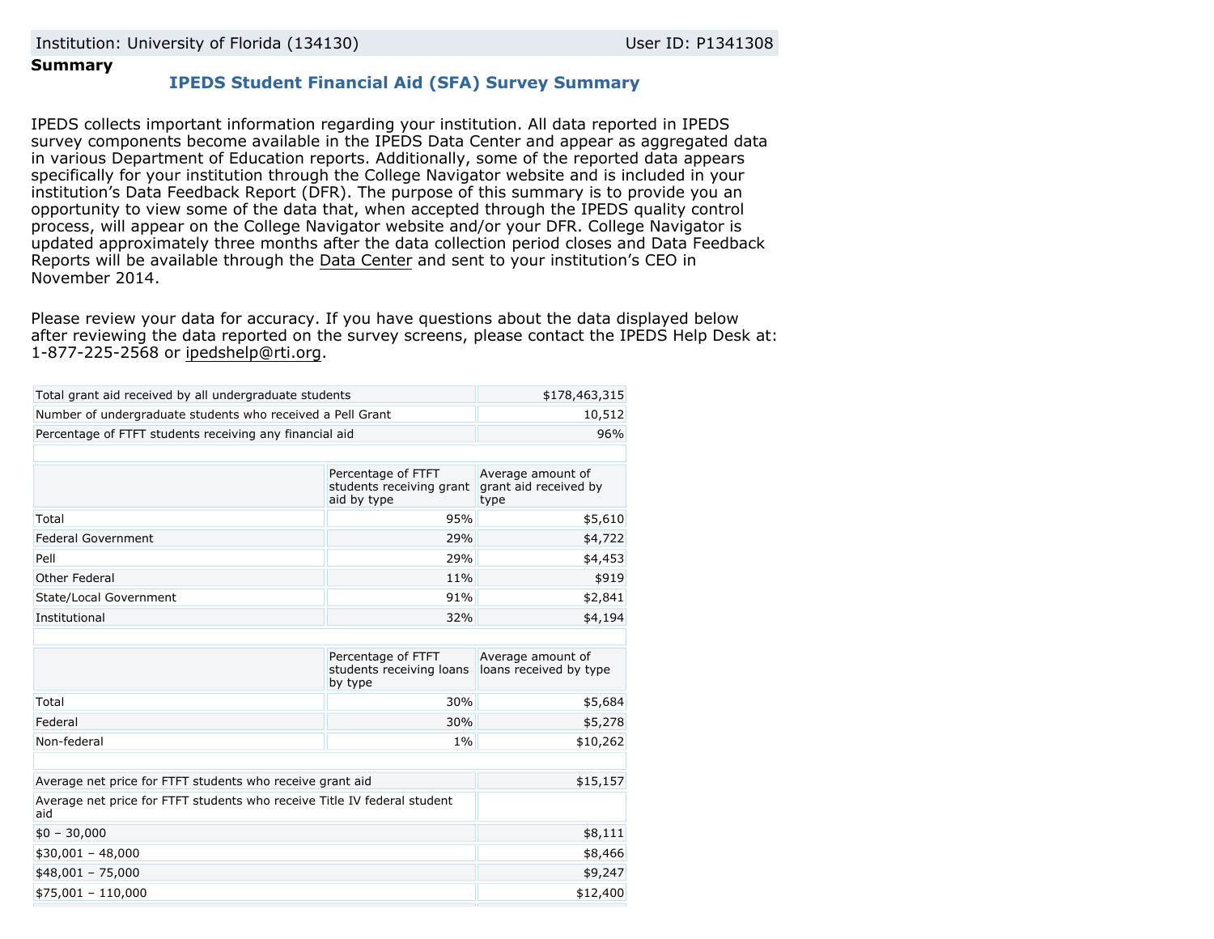Institution: University of Florida (134130) User ID: P1341308

**Summary**

## IPEDS Student Financial Aid (SFA) Survey Summary

IPEDS collects important information regarding your institution. All data reported in IPEDS survey components become available in the IPEDS Data Center and appear as aggregated data in various Department of Education reports. Additionally, some of the reported data appears specifically for your institution through the College Navigator website and is included in your institution's Data Feedback Report (DFR). The purpose of this summary is to provide you an opportunity to view some of the data that, when accepted through the IPEDS quality control process, will appear on the College Navigator website and/or your DFR. College Navigator is updated approximately three months after the data collection period closes and Data Feedback Reports will be available through the Data Center and sent to your institution's CEO in November 2014.

Please review your data for accuracy. If you have questions about the data displayed below after reviewing the data reported on the survey screens, please contact the IPEDS Help Desk at: 1-877-225-2568 or ipedshelp@rti.org.

| | |
|---|---|
| Total grant aid received by all undergraduate students | $178,463,315 |
| Number of undergraduate students who received a Pell Grant | 10,512 |
| Percentage of FTFT students receiving any financial aid | 96% |

| | Percentage of FTFT students receiving grant aid by type | Average amount of grant aid received by type |
|---|---|---|
| Total | 95% | $5,610 |
| Federal Government | 29% | $4,722 |
| Pell | 29% | $4,453 |
| Other Federal | 11% | $919 |
| State/Local Government | 91% | $2,841 |
| Institutional | 32% | $4,194 |

| | Percentage of FTFT students receiving loans by type | Average amount of loans received by type |
|---|---|---|
| Total | 30% | $5,684 |
| Federal | 30% | $5,278 |
| Non-federal | 1% | $10,262 |

| | |
|---|---|
| Average net price for FTFT students who receive grant aid | $15,157 |
| Average net price for FTFT students who receive Title IV federal student aid | |
| $0 – 30,000 | $8,111 |
| $30,001 – 48,000 | $8,466 |
| $48,001 – 75,000 | $9,247 |
| $75,001 – 110,000 | $12,400 |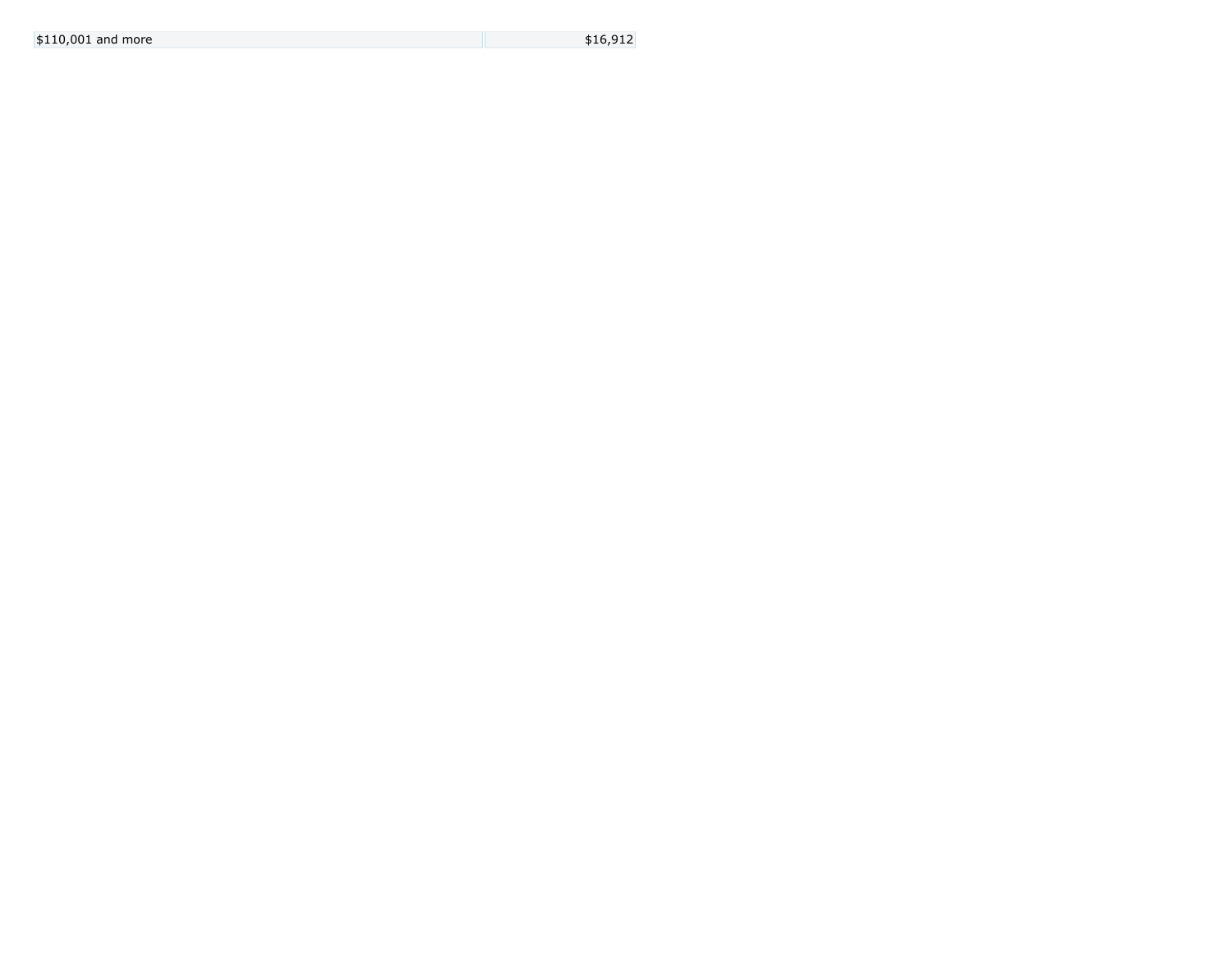| $110,001 and more | $16,912 |
|---|---|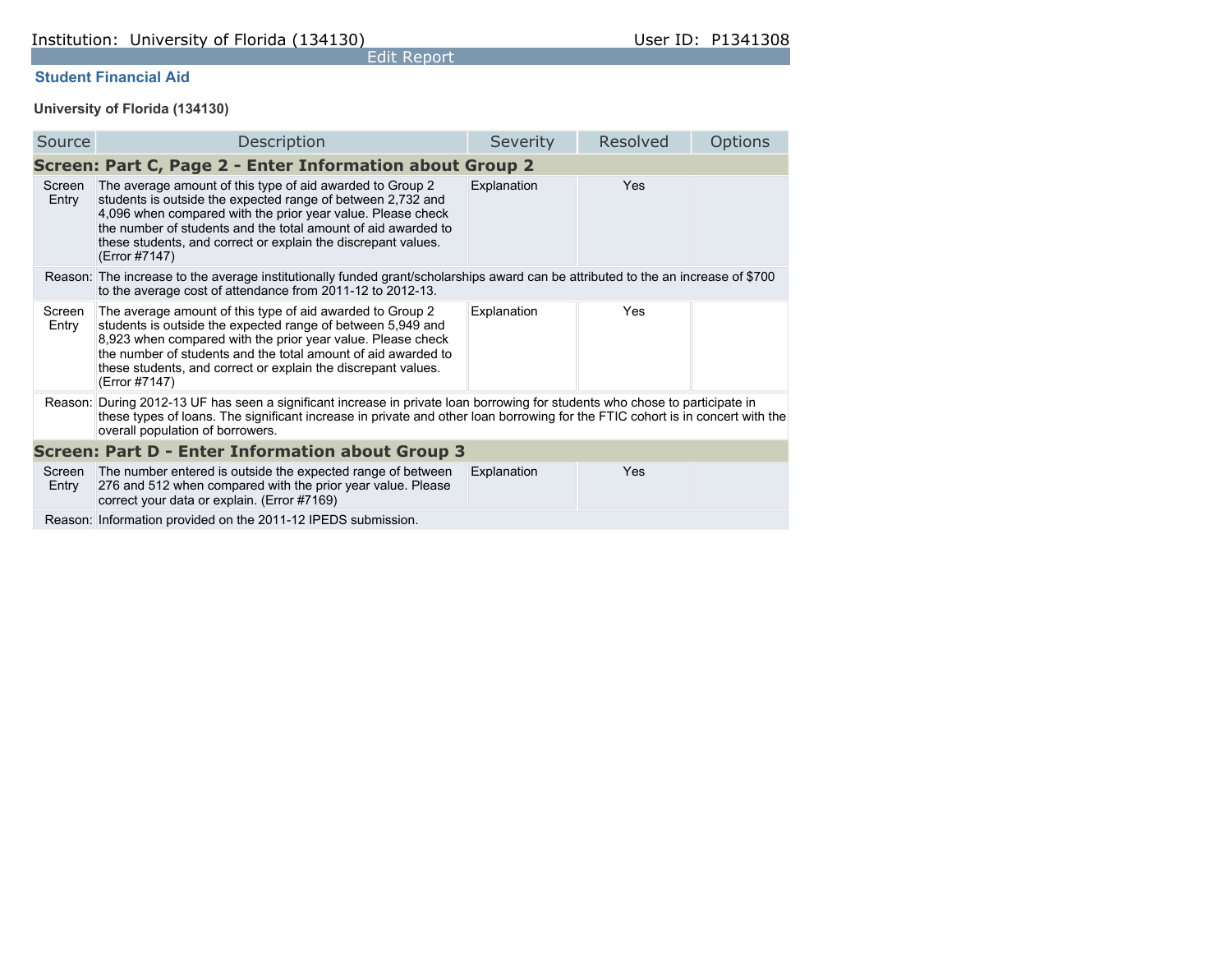Institution: University of Florida (134130)    User ID: P1341308

Edit Report

**Student Financial Aid**

**University of Florida (134130)**

| Source | Description | Severity | Resolved | Options |
|---|---|---|---|---|
| **Screen: Part C, Page 2 - Enter Information about Group 2** | | | | |
| Screen Entry | The average amount of this type of aid awarded to Group 2 students is outside the expected range of between 2,732 and 4,096 when compared with the prior year value. Please check the number of students and the total amount of aid awarded to these students, and correct or explain the discrepant values. (Error #7147) | Explanation | Yes | |
| Reason: | The increase to the average institutionally funded grant/scholarships award can be attributed to the an increase of $700 to the average cost of attendance from 2011-12 to 2012-13. | | | |
| Screen Entry | The average amount of this type of aid awarded to Group 2 students is outside the expected range of between 5,949 and 8,923 when compared with the prior year value. Please check the number of students and the total amount of aid awarded to these students, and correct or explain the discrepant values. (Error #7147) | Explanation | Yes | |
| Reason: | During 2012-13 UF has seen a significant increase in private loan borrowing for students who chose to participate in these types of loans. The significant increase in private and other loan borrowing for the FTIC cohort is in concert with the overall population of borrowers. | | | |
| **Screen: Part D - Enter Information about Group 3** | | | | |
| Screen Entry | The number entered is outside the expected range of between 276 and 512 when compared with the prior year value. Please correct your data or explain. (Error #7169) | Explanation | Yes | |
| Reason: | Information provided on the 2011-12 IPEDS submission. | | | |